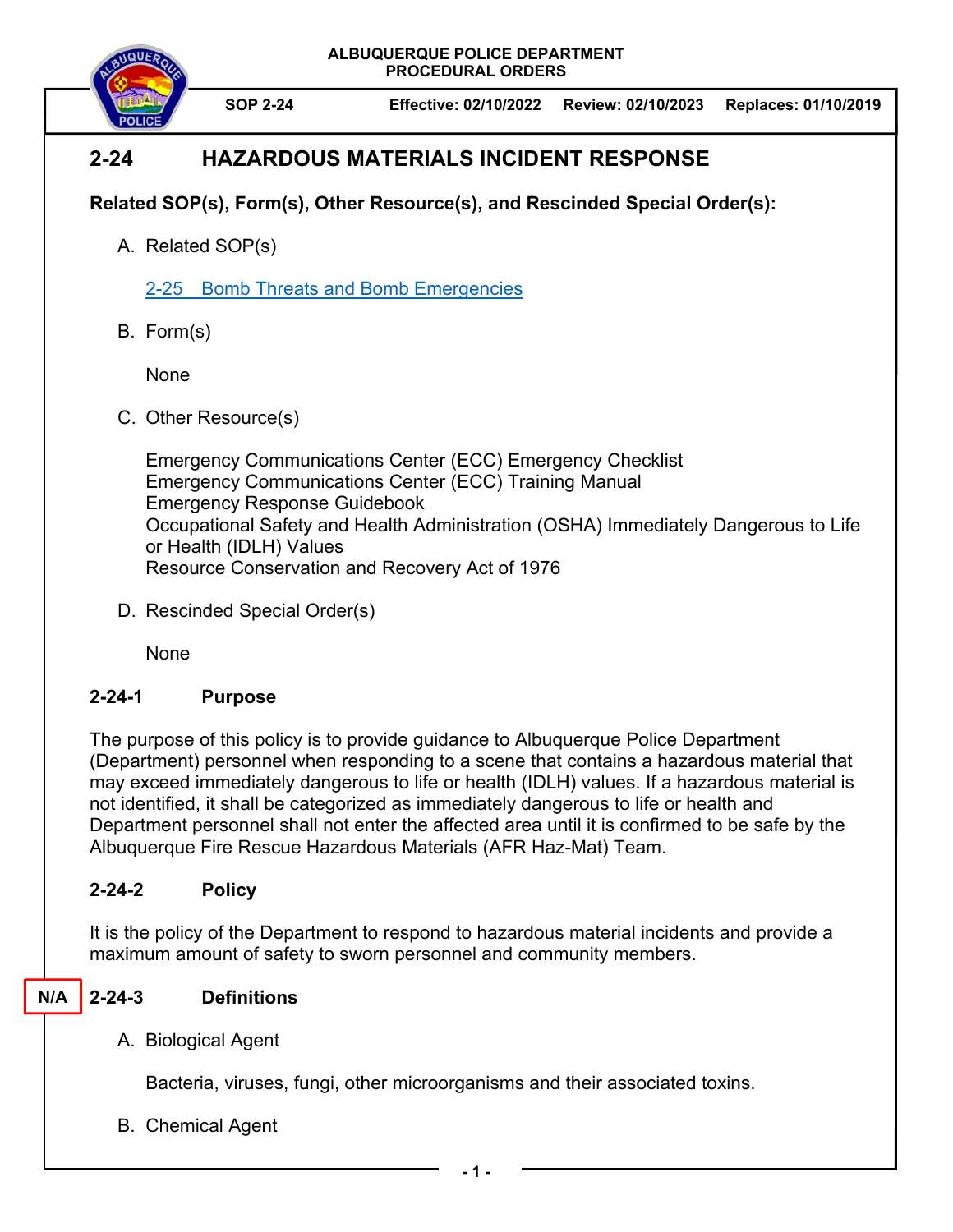ALBUQUERQUE POLICE DEPARTMENT
PROCEDURAL ORDERS

**SOP 2-24** | **Effective: 02/10/2022** | **Review: 02/10/2023** | **Replaces: 01/10/2019**

# 2-24 HAZARDOUS MATERIALS INCIDENT RESPONSE

**Related SOP(s), Form(s), Other Resource(s), and Rescinded Special Order(s):**

A. Related SOP(s)

   2-25 Bomb Threats and Bomb Emergencies

B. Form(s)

   None

C. Other Resource(s)

   Emergency Communications Center (ECC) Emergency Checklist
   Emergency Communications Center (ECC) Training Manual
   Emergency Response Guidebook
   Occupational Safety and Health Administration (OSHA) Immediately Dangerous to Life or Health (IDLH) Values
   Resource Conservation and Recovery Act of 1976

D. Rescinded Special Order(s)

   None

## 2-24-1 Purpose

The purpose of this policy is to provide guidance to Albuquerque Police Department (Department) personnel when responding to a scene that contains a hazardous material that may exceed immediately dangerous to life or health (IDLH) values. If a hazardous material is not identified, it shall be categorized as immediately dangerous to life or health and Department personnel shall not enter the affected area until it is confirmed to be safe by the Albuquerque Fire Rescue Hazardous Materials (AFR Haz-Mat) Team.

## 2-24-2 Policy

It is the policy of the Department to respond to hazardous material incidents and provide a maximum amount of safety to sworn personnel and community members.

## N/A 2-24-3 Definitions

A. Biological Agent

   Bacteria, viruses, fungi, other microorganisms and their associated toxins.

B. Chemical Agent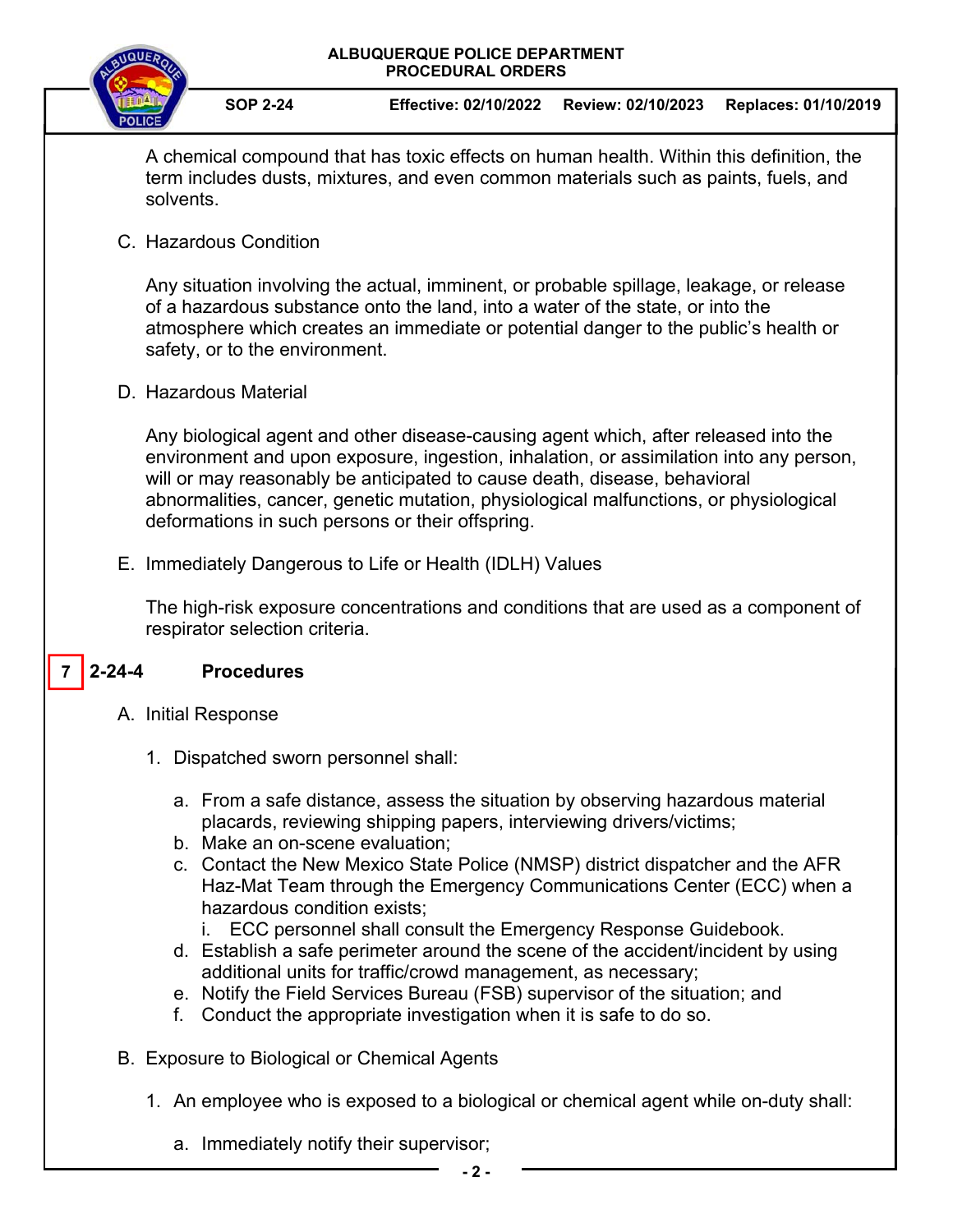A chemical compound that has toxic effects on human health. Within this definition, the term includes dusts, mixtures, and even common materials such as paints, fuels, and solvents.

C. Hazardous Condition

Any situation involving the actual, imminent, or probable spillage, leakage, or release of a hazardous substance onto the land, into a water of the state, or into the atmosphere which creates an immediate or potential danger to the public's health or safety, or to the environment.

D. Hazardous Material

Any biological agent and other disease-causing agent which, after released into the environment and upon exposure, ingestion, inhalation, or assimilation into any person, will or may reasonably be anticipated to cause death, disease, behavioral abnormalities, cancer, genetic mutation, physiological malfunctions, or physiological deformations in such persons or their offspring.

E. Immediately Dangerous to Life or Health (IDLH) Values

The high-risk exposure concentrations and conditions that are used as a component of respirator selection criteria.

## 7 2-24-4 Procedures

A. Initial Response

1. Dispatched sworn personnel shall:

   a. From a safe distance, assess the situation by observing hazardous material placards, reviewing shipping papers, interviewing drivers/victims;
   b. Make an on-scene evaluation;
   c. Contact the New Mexico State Police (NMSP) district dispatcher and the AFR Haz-Mat Team through the Emergency Communications Center (ECC) when a hazardous condition exists;
      i. ECC personnel shall consult the Emergency Response Guidebook.
   d. Establish a safe perimeter around the scene of the accident/incident by using additional units for traffic/crowd management, as necessary;
   e. Notify the Field Services Bureau (FSB) supervisor of the situation; and
   f. Conduct the appropriate investigation when it is safe to do so.

B. Exposure to Biological or Chemical Agents

1. An employee who is exposed to a biological or chemical agent while on-duty shall:

   a. Immediately notify their supervisor;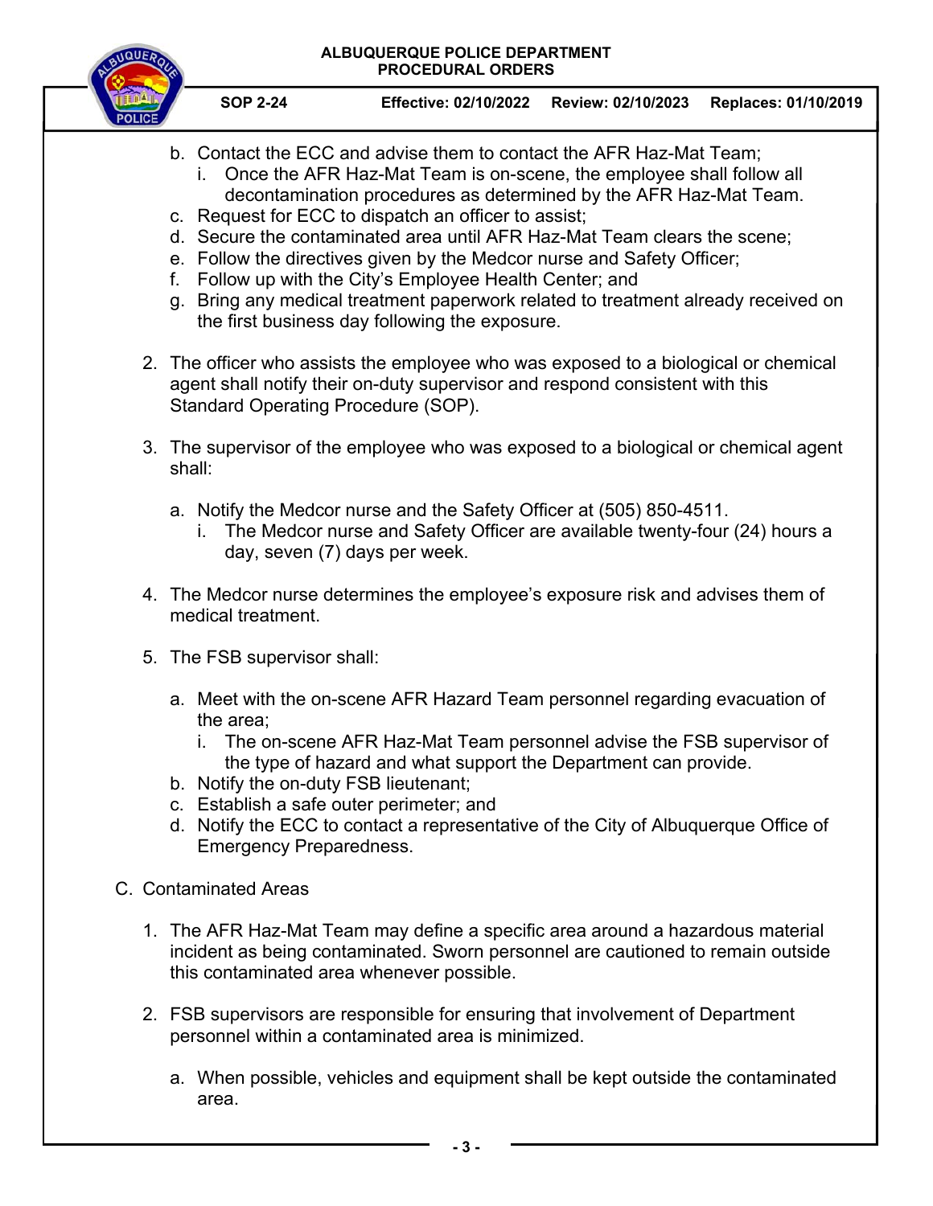b. Contact the ECC and advise them to contact the AFR Haz-Mat Team;
      i. Once the AFR Haz-Mat Team is on-scene, the employee shall follow all decontamination procedures as determined by the AFR Haz-Mat Team.
   c. Request for ECC to dispatch an officer to assist;
   d. Secure the contaminated area until AFR Haz-Mat Team clears the scene;
   e. Follow the directives given by the Medcor nurse and Safety Officer;
   f. Follow up with the City's Employee Health Center; and
   g. Bring any medical treatment paperwork related to treatment already received on the first business day following the exposure.

2. The officer who assists the employee who was exposed to a biological or chemical agent shall notify their on-duty supervisor and respond consistent with this Standard Operating Procedure (SOP).

3. The supervisor of the employee who was exposed to a biological or chemical agent shall:

   a. Notify the Medcor nurse and the Safety Officer at (505) 850-4511.
      i. The Medcor nurse and Safety Officer are available twenty-four (24) hours a day, seven (7) days per week.

4. The Medcor nurse determines the employee's exposure risk and advises them of medical treatment.

5. The FSB supervisor shall:

   a. Meet with the on-scene AFR Hazard Team personnel regarding evacuation of the area;
      i. The on-scene AFR Haz-Mat Team personnel advise the FSB supervisor of the type of hazard and what support the Department can provide.
   b. Notify the on-duty FSB lieutenant;
   c. Establish a safe outer perimeter; and
   d. Notify the ECC to contact a representative of the City of Albuquerque Office of Emergency Preparedness.

C. Contaminated Areas

1. The AFR Haz-Mat Team may define a specific area around a hazardous material incident as being contaminated. Sworn personnel are cautioned to remain outside this contaminated area whenever possible.

2. FSB supervisors are responsible for ensuring that involvement of Department personnel within a contaminated area is minimized.

   a. When possible, vehicles and equipment shall be kept outside the contaminated area.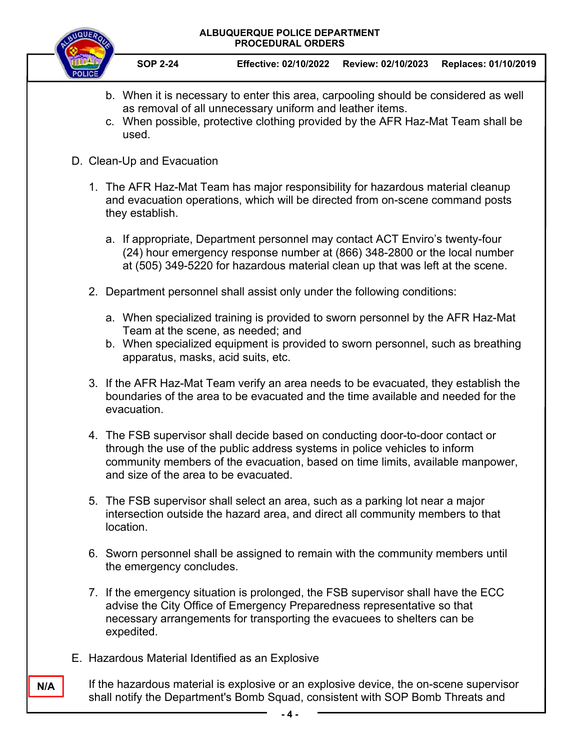b. When it is necessary to enter this area, carpooling should be considered as well as removal of all unnecessary uniform and leather items.
c. When possible, protective clothing provided by the AFR Haz-Mat Team shall be used.

D. Clean-Up and Evacuation

1. The AFR Haz-Mat Team has major responsibility for hazardous material cleanup and evacuation operations, which will be directed from on-scene command posts they establish.

   a. If appropriate, Department personnel may contact ACT Enviro's twenty-four (24) hour emergency response number at (866) 348-2800 or the local number at (505) 349-5220 for hazardous material clean up that was left at the scene.

2. Department personnel shall assist only under the following conditions:

   a. When specialized training is provided to sworn personnel by the AFR Haz-Mat Team at the scene, as needed; and
   b. When specialized equipment is provided to sworn personnel, such as breathing apparatus, masks, acid suits, etc.

3. If the AFR Haz-Mat Team verify an area needs to be evacuated, they establish the boundaries of the area to be evacuated and the time available and needed for the evacuation.

4. The FSB supervisor shall decide based on conducting door-to-door contact or through the use of the public address systems in police vehicles to inform community members of the evacuation, based on time limits, available manpower, and size of the area to be evacuated.

5. The FSB supervisor shall select an area, such as a parking lot near a major intersection outside the hazard area, and direct all community members to that location.

6. Sworn personnel shall be assigned to remain with the community members until the emergency concludes.

7. If the emergency situation is prolonged, the FSB supervisor shall have the ECC advise the City Office of Emergency Preparedness representative so that necessary arrangements for transporting the evacuees to shelters can be expedited.

E. Hazardous Material Identified as an Explosive

**N/A**

If the hazardous material is explosive or an explosive device, the on-scene supervisor shall notify the Department's Bomb Squad, consistent with SOP Bomb Threats and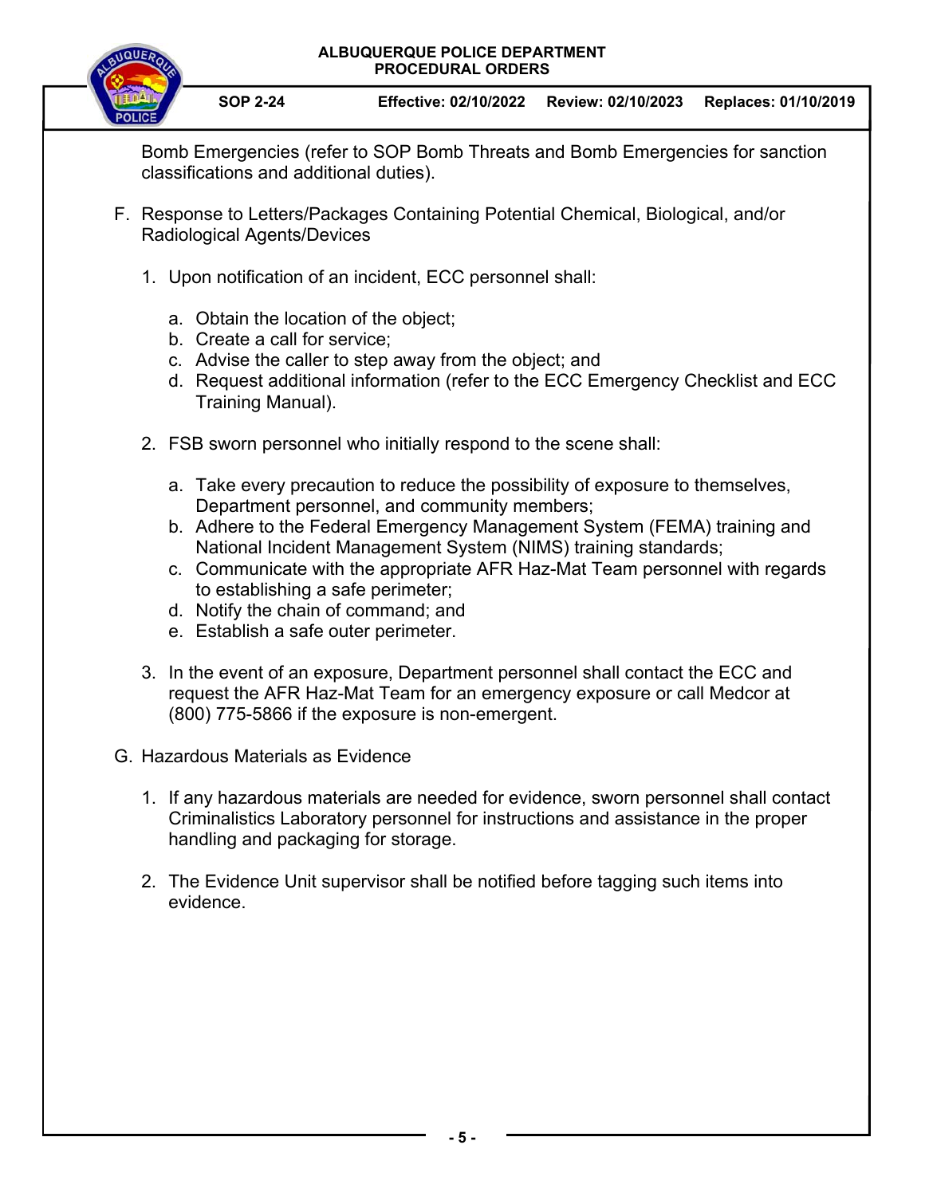Bomb Emergencies (refer to SOP Bomb Threats and Bomb Emergencies for sanction classifications and additional duties).

F. Response to Letters/Packages Containing Potential Chemical, Biological, and/or Radiological Agents/Devices

1. Upon notification of an incident, ECC personnel shall:

   a. Obtain the location of the object;
   b. Create a call for service;
   c. Advise the caller to step away from the object; and
   d. Request additional information (refer to the ECC Emergency Checklist and ECC Training Manual).

2. FSB sworn personnel who initially respond to the scene shall:

   a. Take every precaution to reduce the possibility of exposure to themselves, Department personnel, and community members;
   b. Adhere to the Federal Emergency Management System (FEMA) training and National Incident Management System (NIMS) training standards;
   c. Communicate with the appropriate AFR Haz-Mat Team personnel with regards to establishing a safe perimeter;
   d. Notify the chain of command; and
   e. Establish a safe outer perimeter.

3. In the event of an exposure, Department personnel shall contact the ECC and request the AFR Haz-Mat Team for an emergency exposure or call Medcor at (800) 775-5866 if the exposure is non-emergent.

G. Hazardous Materials as Evidence

1. If any hazardous materials are needed for evidence, sworn personnel shall contact Criminalistics Laboratory personnel for instructions and assistance in the proper handling and packaging for storage.

2. The Evidence Unit supervisor shall be notified before tagging such items into evidence.